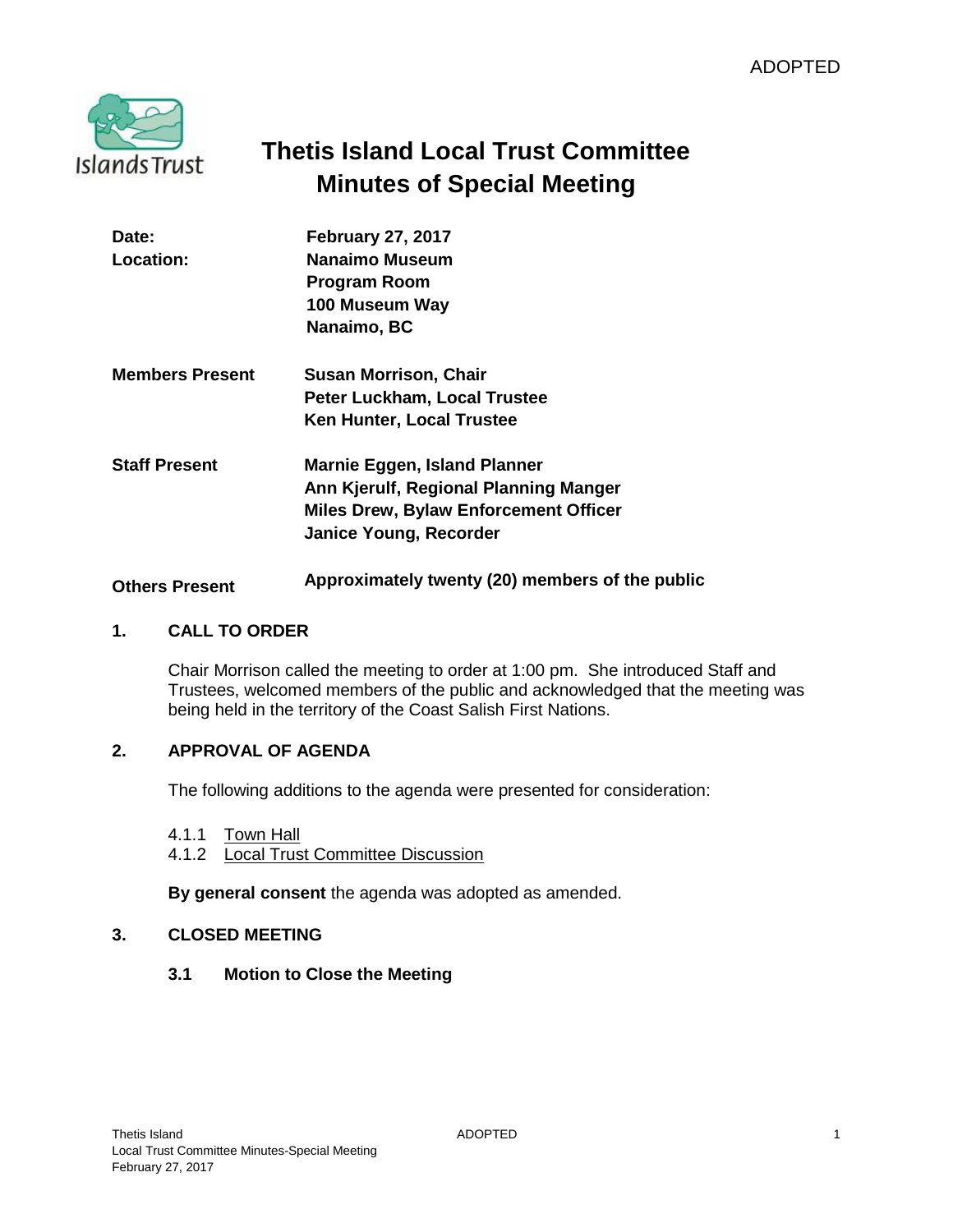ADOPTED

# Thetis Island Local Trust Committee
# Minutes of Special Meeting

| | |
|---|---|
| **Date:** | **February 27, 2017** |
| **Location:** | **Nanaimo Museum**<br>**Program Room**<br>**100 Museum Way**<br>**Nanaimo, BC** |
| **Members Present** | **Susan Morrison, Chair**<br>**Peter Luckham, Local Trustee**<br>**Ken Hunter, Local Trustee** |
| **Staff Present** | **Marnie Eggen, Island Planner**<br>**Ann Kjerulf, Regional Planning Manger**<br>**Miles Drew, Bylaw Enforcement Officer**<br>**Janice Young, Recorder** |
| **Others Present** | **Approximately twenty (20) members of the public** |

## 1. CALL TO ORDER

Chair Morrison called the meeting to order at 1:00 pm. She introduced Staff and Trustees, welcomed members of the public and acknowledged that the meeting was being held in the territory of the Coast Salish First Nations.

## 2. APPROVAL OF AGENDA

The following additions to the agenda were presented for consideration:

4.1.1 Town Hall
4.1.2 Local Trust Committee Discussion

**By general consent** the agenda was adopted as amended.

## 3. CLOSED MEETING

### 3.1 Motion to Close the Meeting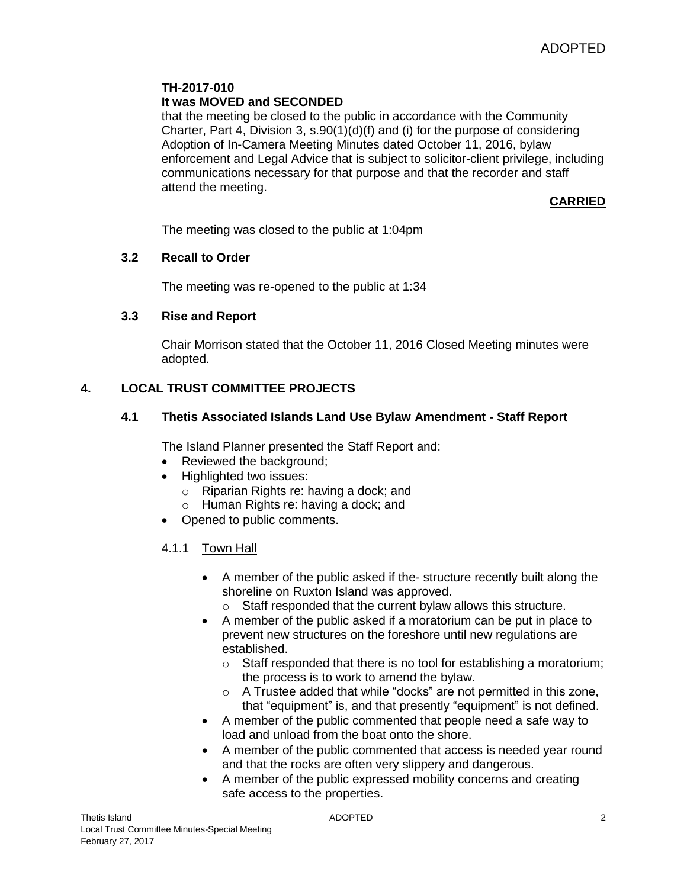**TH-2017-010**

**It was MOVED and SECONDED**

that the meeting be closed to the public in accordance with the Community Charter, Part 4, Division 3, s.90(1)(d)(f) and (i) for the purpose of considering Adoption of In-Camera Meeting Minutes dated October 11, 2016, bylaw enforcement and Legal Advice that is subject to solicitor-client privilege, including communications necessary for that purpose and that the recorder and staff attend the meeting.

**CARRIED**

The meeting was closed to the public at 1:04pm

### 3.2 Recall to Order

The meeting was re-opened to the public at 1:34

### 3.3 Rise and Report

Chair Morrison stated that the October 11, 2016 Closed Meeting minutes were adopted.

## 4. LOCAL TRUST COMMITTEE PROJECTS

### 4.1 Thetis Associated Islands Land Use Bylaw Amendment - Staff Report

The Island Planner presented the Staff Report and:

- Reviewed the background;
- Highlighted two issues:
  - Riparian Rights re: having a dock; and
  - Human Rights re: having a dock; and
- Opened to public comments.

4.1.1 Town Hall

- A member of the public asked if the- structure recently built along the shoreline on Ruxton Island was approved.
  - Staff responded that the current bylaw allows this structure.
- A member of the public asked if a moratorium can be put in place to prevent new structures on the foreshore until new regulations are established.
  - Staff responded that there is no tool for establishing a moratorium; the process is to work to amend the bylaw.
  - A Trustee added that while "docks" are not permitted in this zone, that "equipment" is, and that presently "equipment" is not defined.
- A member of the public commented that people need a safe way to load and unload from the boat onto the shore.
- A member of the public commented that access is needed year round and that the rocks are often very slippery and dangerous.
- A member of the public expressed mobility concerns and creating safe access to the properties.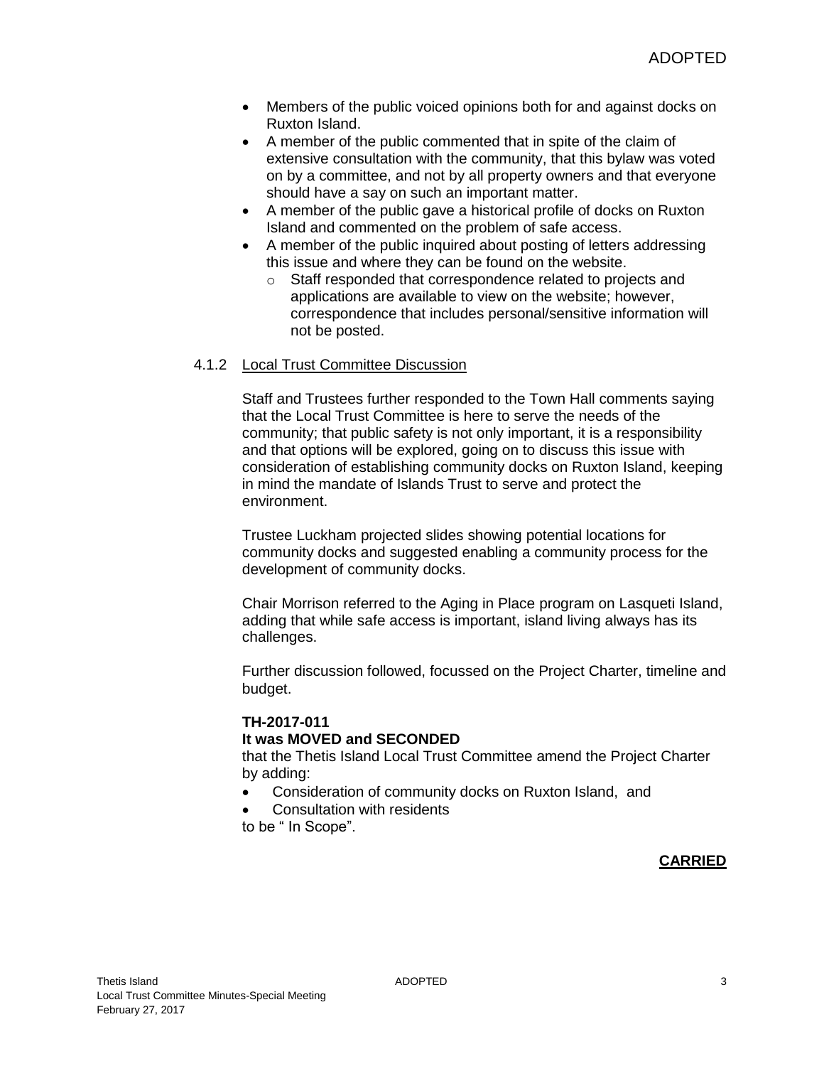- Members of the public voiced opinions both for and against docks on Ruxton Island.
- A member of the public commented that in spite of the claim of extensive consultation with the community, that this bylaw was voted on by a committee, and not by all property owners and that everyone should have a say on such an important matter.
- A member of the public gave a historical profile of docks on Ruxton Island and commented on the problem of safe access.
- A member of the public inquired about posting of letters addressing this issue and where they can be found on the website.
  - Staff responded that correspondence related to projects and applications are available to view on the website; however, correspondence that includes personal/sensitive information will not be posted.

### 4.1.2 Local Trust Committee Discussion

Staff and Trustees further responded to the Town Hall comments saying that the Local Trust Committee is here to serve the needs of the community; that public safety is not only important, it is a responsibility and that options will be explored, going on to discuss this issue with consideration of establishing community docks on Ruxton Island, keeping in mind the mandate of Islands Trust to serve and protect the environment.

Trustee Luckham projected slides showing potential locations for community docks and suggested enabling a community process for the development of community docks.

Chair Morrison referred to the Aging in Place program on Lasqueti Island, adding that while safe access is important, island living always has its challenges.

Further discussion followed, focussed on the Project Charter, timeline and budget.

**TH-2017-011**
**It was MOVED and SECONDED**
that the Thetis Island Local Trust Committee amend the Project Charter by adding:

- Consideration of community docks on Ruxton Island, and
- Consultation with residents

to be " In Scope".

**CARRIED**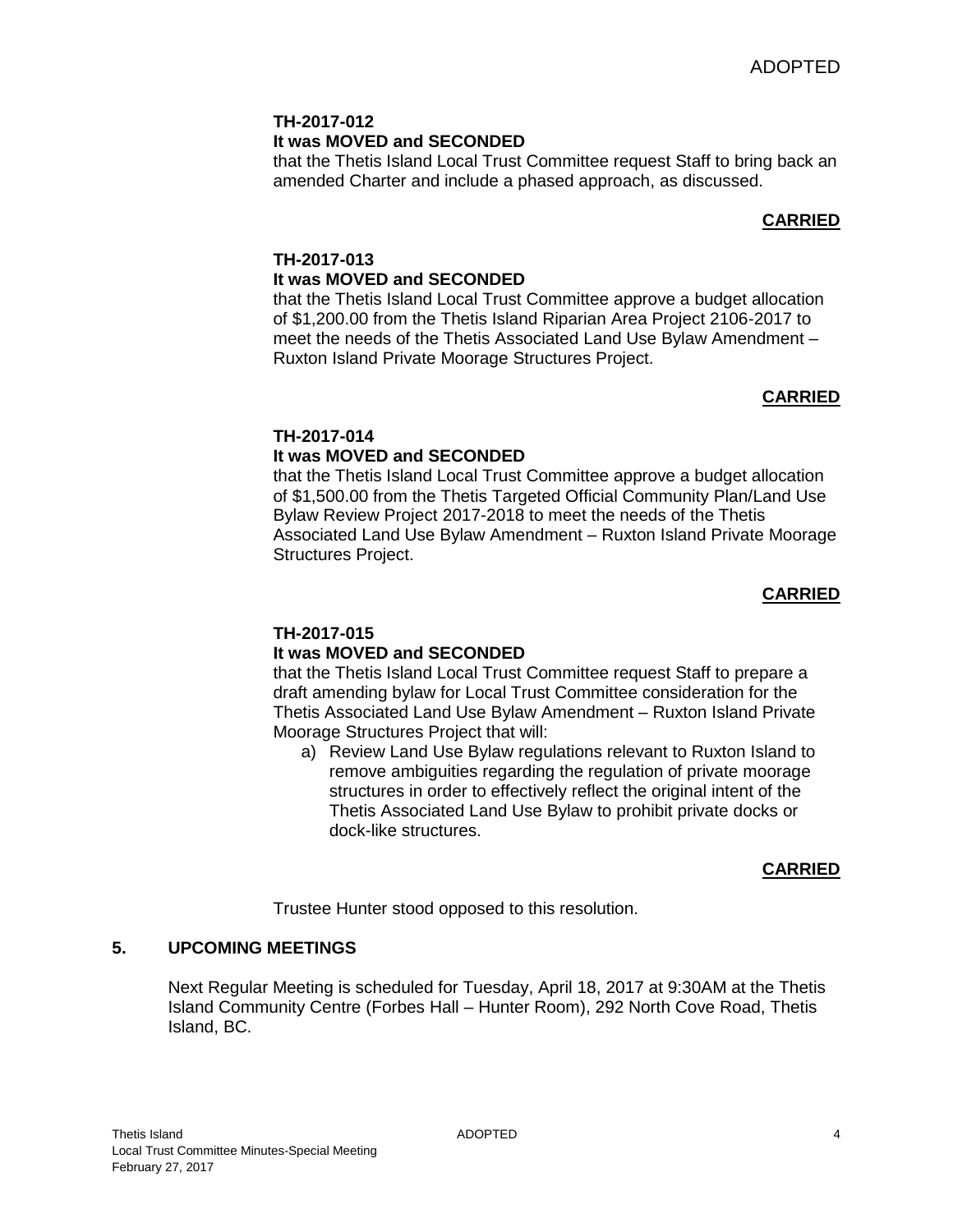ADOPTED

**TH-2017-012**
**It was MOVED and SECONDED**
that the Thetis Island Local Trust Committee request Staff to bring back an amended Charter and include a phased approach, as discussed.

**CARRIED**

**TH-2017-013**
**It was MOVED and SECONDED**
that the Thetis Island Local Trust Committee approve a budget allocation of $1,200.00 from the Thetis Island Riparian Area Project 2106-2017 to meet the needs of the Thetis Associated Land Use Bylaw Amendment – Ruxton Island Private Moorage Structures Project.

**CARRIED**

**TH-2017-014**
**It was MOVED and SECONDED**
that the Thetis Island Local Trust Committee approve a budget allocation of $1,500.00 from the Thetis Targeted Official Community Plan/Land Use Bylaw Review Project 2017-2018 to meet the needs of the Thetis Associated Land Use Bylaw Amendment – Ruxton Island Private Moorage Structures Project.

**CARRIED**

**TH-2017-015**
**It was MOVED and SECONDED**
that the Thetis Island Local Trust Committee request Staff to prepare a draft amending bylaw for Local Trust Committee consideration for the Thetis Associated Land Use Bylaw Amendment – Ruxton Island Private Moorage Structures Project that will:

a) Review Land Use Bylaw regulations relevant to Ruxton Island to remove ambiguities regarding the regulation of private moorage structures in order to effectively reflect the original intent of the Thetis Associated Land Use Bylaw to prohibit private docks or dock-like structures.

**CARRIED**

Trustee Hunter stood opposed to this resolution.

## 5. UPCOMING MEETINGS

Next Regular Meeting is scheduled for Tuesday, April 18, 2017 at 9:30AM at the Thetis Island Community Centre (Forbes Hall – Hunter Room), 292 North Cove Road, Thetis Island, BC.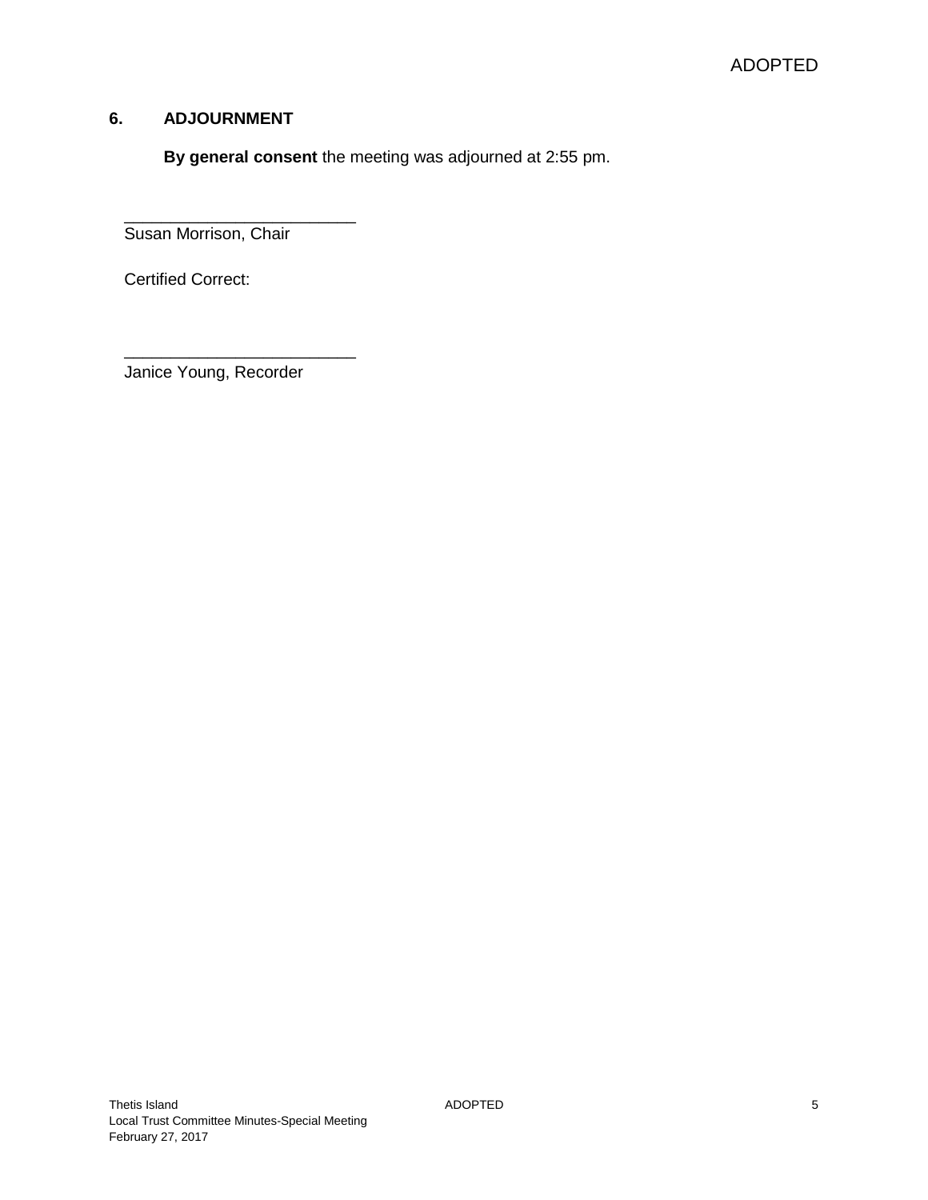## 6. ADJOURNMENT

**By general consent** the meeting was adjourned at 2:55 pm.

\_\_\_\_\_\_\_\_\_\_\_\_\_\_\_\_\_\_\_\_\_\_\_\_\_\_

Susan Morrison, Chair

Certified Correct:

\_\_\_\_\_\_\_\_\_\_\_\_\_\_\_\_\_\_\_\_\_\_\_\_\_\_

Janice Young, Recorder